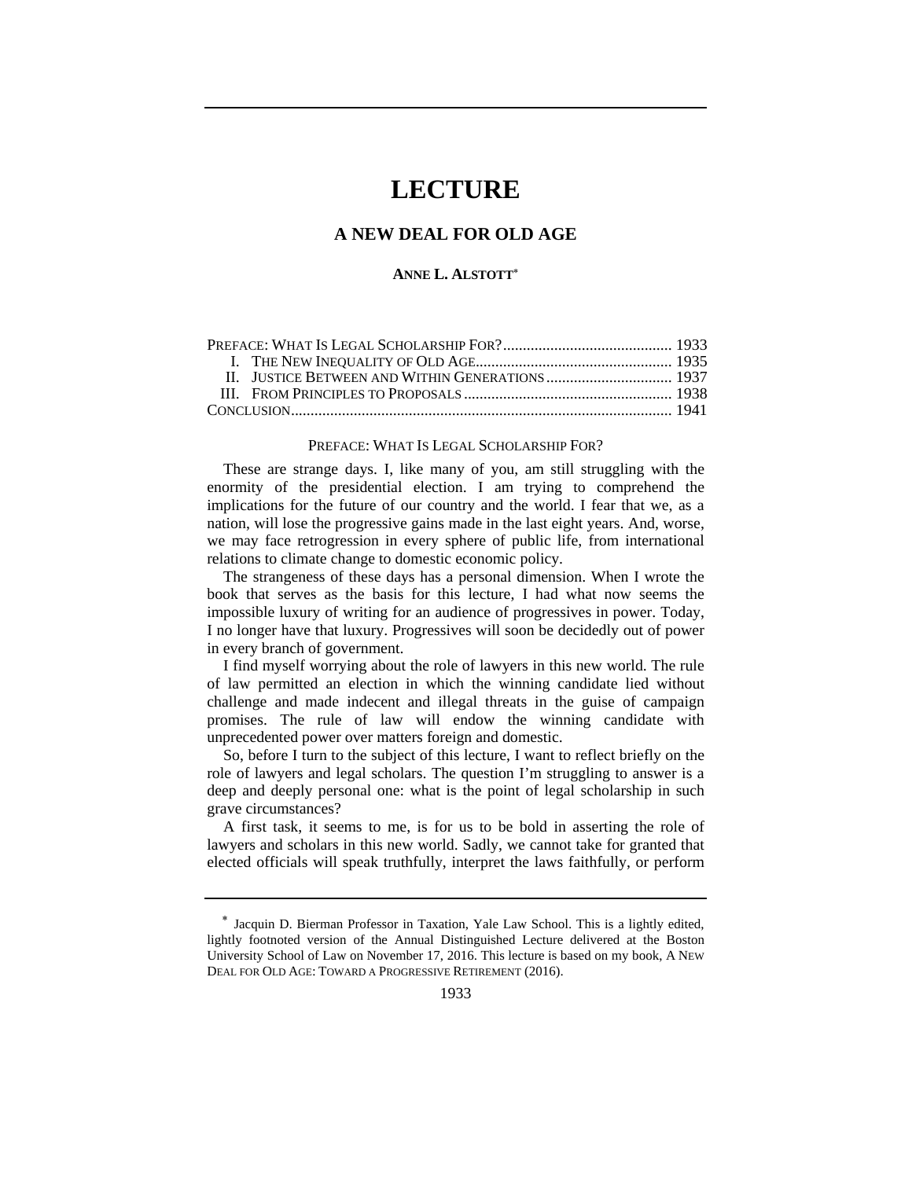# LECTURE

## A NEW DEAL FOR OLD AGE

**ANNE L. ALSTOTT**[*]

PREFACE: WHAT IS LEGAL SCHOLARSHIP FOR? ........................................... 1933
I. THE NEW INEQUALITY OF OLD AGE................................................. 1935
II. JUSTICE BETWEEN AND WITHIN GENERATIONS ................................ 1937
III. FROM PRINCIPLES TO PROPOSALS ..................................................... 1938
CONCLUSION................................................................................................ 1941

### PREFACE: WHAT IS LEGAL SCHOLARSHIP FOR?

These are strange days. I, like many of you, am still struggling with the enormity of the presidential election. I am trying to comprehend the implications for the future of our country and the world. I fear that we, as a nation, will lose the progressive gains made in the last eight years. And, worse, we may face retrogression in every sphere of public life, from international relations to climate change to domestic economic policy.

The strangeness of these days has a personal dimension. When I wrote the book that serves as the basis for this lecture, I had what now seems the impossible luxury of writing for an audience of progressives in power. Today, I no longer have that luxury. Progressives will soon be decidedly out of power in every branch of government.

I find myself worrying about the role of lawyers in this new world. The rule of law permitted an election in which the winning candidate lied without challenge and made indecent and illegal threats in the guise of campaign promises. The rule of law will endow the winning candidate with unprecedented power over matters foreign and domestic.

So, before I turn to the subject of this lecture, I want to reflect briefly on the role of lawyers and legal scholars. The question I'm struggling to answer is a deep and deeply personal one: what is the point of legal scholarship in such grave circumstances?

A first task, it seems to me, is for us to be bold in asserting the role of lawyers and scholars in this new world. Sadly, we cannot take for granted that elected officials will speak truthfully, interpret the laws faithfully, or perform

---

[*] Jacquin D. Bierman Professor in Taxation, Yale Law School. This is a lightly edited, lightly footnoted version of the Annual Distinguished Lecture delivered at the Boston University School of Law on November 17, 2016. This lecture is based on my book, A NEW DEAL FOR OLD AGE: TOWARD A PROGRESSIVE RETIREMENT (2016).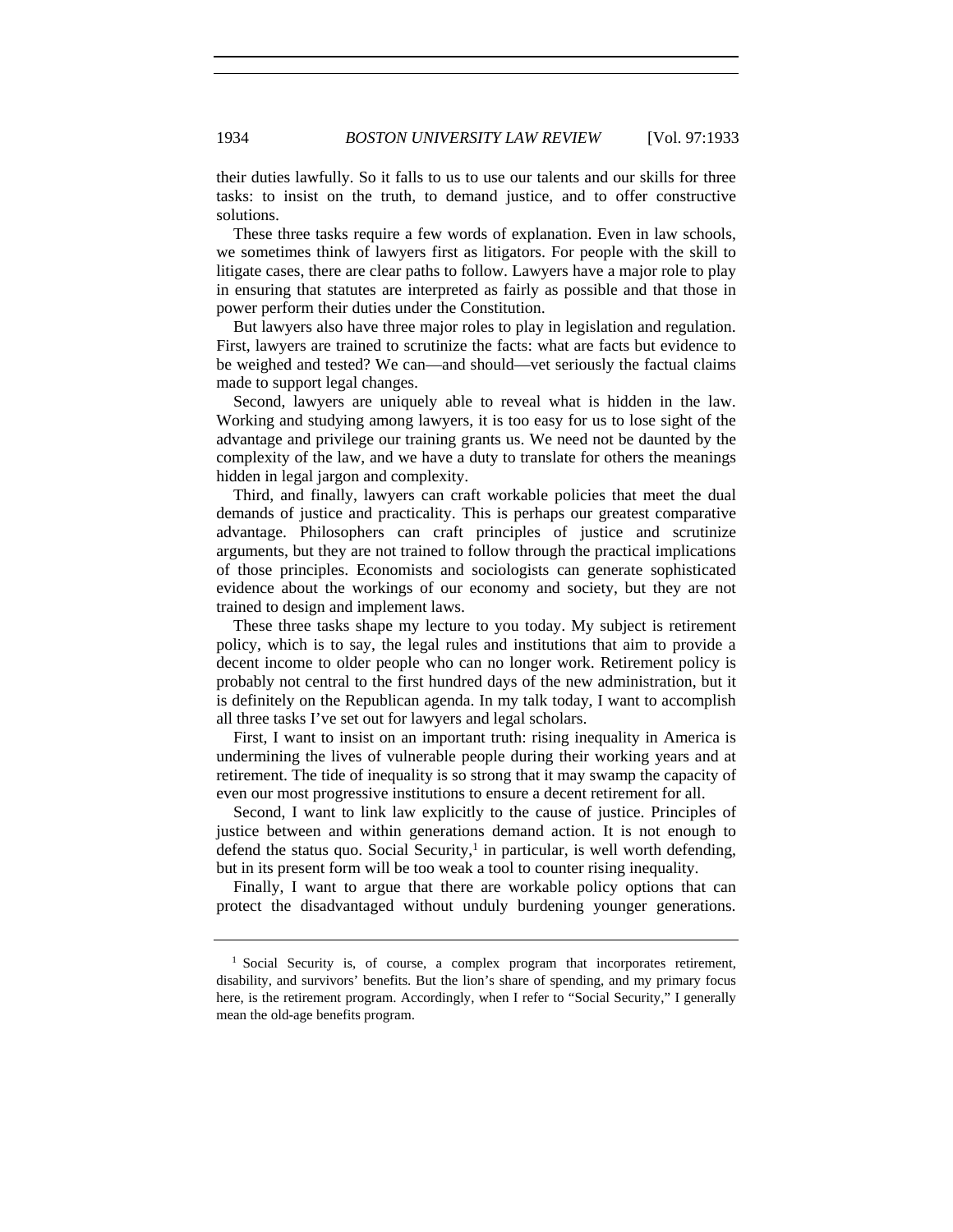their duties lawfully. So it falls to us to use our talents and our skills for three tasks: to insist on the truth, to demand justice, and to offer constructive solutions.

These three tasks require a few words of explanation. Even in law schools, we sometimes think of lawyers first as litigators. For people with the skill to litigate cases, there are clear paths to follow. Lawyers have a major role to play in ensuring that statutes are interpreted as fairly as possible and that those in power perform their duties under the Constitution.

But lawyers also have three major roles to play in legislation and regulation. First, lawyers are trained to scrutinize the facts: what are facts but evidence to be weighed and tested? We can—and should—vet seriously the factual claims made to support legal changes.

Second, lawyers are uniquely able to reveal what is hidden in the law. Working and studying among lawyers, it is too easy for us to lose sight of the advantage and privilege our training grants us. We need not be daunted by the complexity of the law, and we have a duty to translate for others the meanings hidden in legal jargon and complexity.

Third, and finally, lawyers can craft workable policies that meet the dual demands of justice and practicality. This is perhaps our greatest comparative advantage. Philosophers can craft principles of justice and scrutinize arguments, but they are not trained to follow through the practical implications of those principles. Economists and sociologists can generate sophisticated evidence about the workings of our economy and society, but they are not trained to design and implement laws.

These three tasks shape my lecture to you today. My subject is retirement policy, which is to say, the legal rules and institutions that aim to provide a decent income to older people who can no longer work. Retirement policy is probably not central to the first hundred days of the new administration, but it is definitely on the Republican agenda. In my talk today, I want to accomplish all three tasks I've set out for lawyers and legal scholars.

First, I want to insist on an important truth: rising inequality in America is undermining the lives of vulnerable people during their working years and at retirement. The tide of inequality is so strong that it may swamp the capacity of even our most progressive institutions to ensure a decent retirement for all.

Second, I want to link law explicitly to the cause of justice. Principles of justice between and within generations demand action. It is not enough to defend the status quo. Social Security,[1] in particular, is well worth defending, but in its present form will be too weak a tool to counter rising inequality.

Finally, I want to argue that there are workable policy options that can protect the disadvantaged without unduly burdening younger generations.

[1] Social Security is, of course, a complex program that incorporates retirement, disability, and survivors' benefits. But the lion's share of spending, and my primary focus here, is the retirement program. Accordingly, when I refer to "Social Security," I generally mean the old-age benefits program.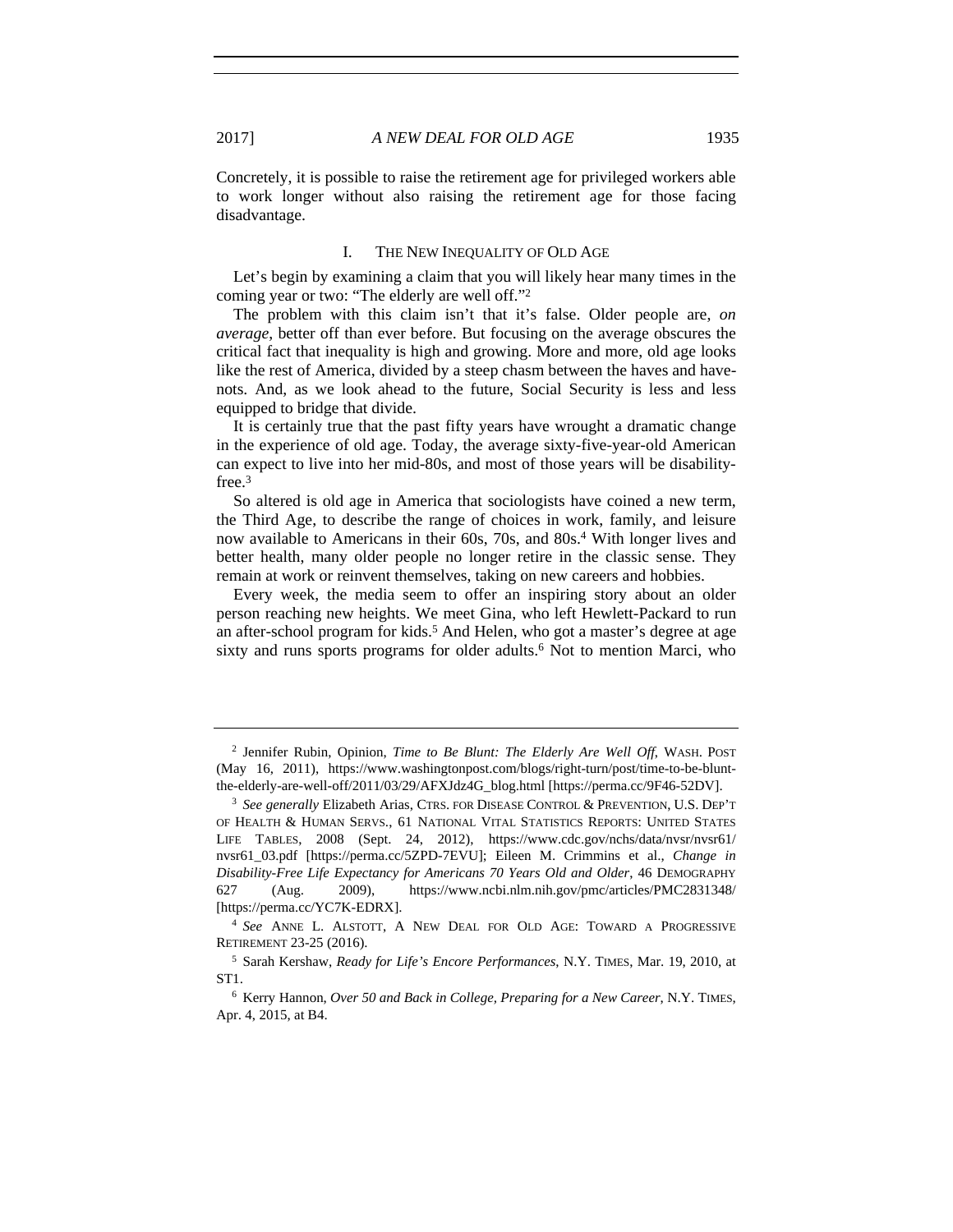Concretely, it is possible to raise the retirement age for privileged workers able to work longer without also raising the retirement age for those facing disadvantage.

## I. The New Inequality of Old Age

Let's begin by examining a claim that you will likely hear many times in the coming year or two: "The elderly are well off."[2]

The problem with this claim isn't that it's false. Older people are, *on average*, better off than ever before. But focusing on the average obscures the critical fact that inequality is high and growing. More and more, old age looks like the rest of America, divided by a steep chasm between the haves and have-nots. And, as we look ahead to the future, Social Security is less and less equipped to bridge that divide.

It is certainly true that the past fifty years have wrought a dramatic change in the experience of old age. Today, the average sixty-five-year-old American can expect to live into her mid-80s, and most of those years will be disability-free.[3]

So altered is old age in America that sociologists have coined a new term, the Third Age, to describe the range of choices in work, family, and leisure now available to Americans in their 60s, 70s, and 80s.[4] With longer lives and better health, many older people no longer retire in the classic sense. They remain at work or reinvent themselves, taking on new careers and hobbies.

Every week, the media seem to offer an inspiring story about an older person reaching new heights. We meet Gina, who left Hewlett-Packard to run an after-school program for kids.[5] And Helen, who got a master's degree at age sixty and runs sports programs for older adults.[6] Not to mention Marci, who

---

[2] Jennifer Rubin, Opinion, *Time to Be Blunt: The Elderly Are Well Off*, WASH. POST (May 16, 2011), https://www.washingtonpost.com/blogs/right-turn/post/time-to-be-blunt-the-elderly-are-well-off/2011/03/29/AFXJdz4G_blog.html [https://perma.cc/9F46-52DV].

[3] *See generally* Elizabeth Arias, CTRS. FOR DISEASE CONTROL & PREVENTION, U.S. DEP'T OF HEALTH & HUMAN SERVS., 61 NATIONAL VITAL STATISTICS REPORTS: UNITED STATES LIFE TABLES, 2008 (Sept. 24, 2012), https://www.cdc.gov/nchs/data/nvsr/nvsr61/nvsr61_03.pdf [https://perma.cc/5ZPD-7EVU]; Eileen M. Crimmins et al., *Change in Disability-Free Life Expectancy for Americans 70 Years Old and Older*, 46 DEMOGRAPHY 627 (Aug. 2009), https://www.ncbi.nlm.nih.gov/pmc/articles/PMC2831348/ [https://perma.cc/YC7K-EDRX].

[4] *See* ANNE L. ALSTOTT, A NEW DEAL FOR OLD AGE: TOWARD A PROGRESSIVE RETIREMENT 23-25 (2016).

[5] Sarah Kershaw, *Ready for Life's Encore Performances*, N.Y. TIMES, Mar. 19, 2010, at ST1.

[6] Kerry Hannon, *Over 50 and Back in College, Preparing for a New Career*, N.Y. TIMES, Apr. 4, 2015, at B4.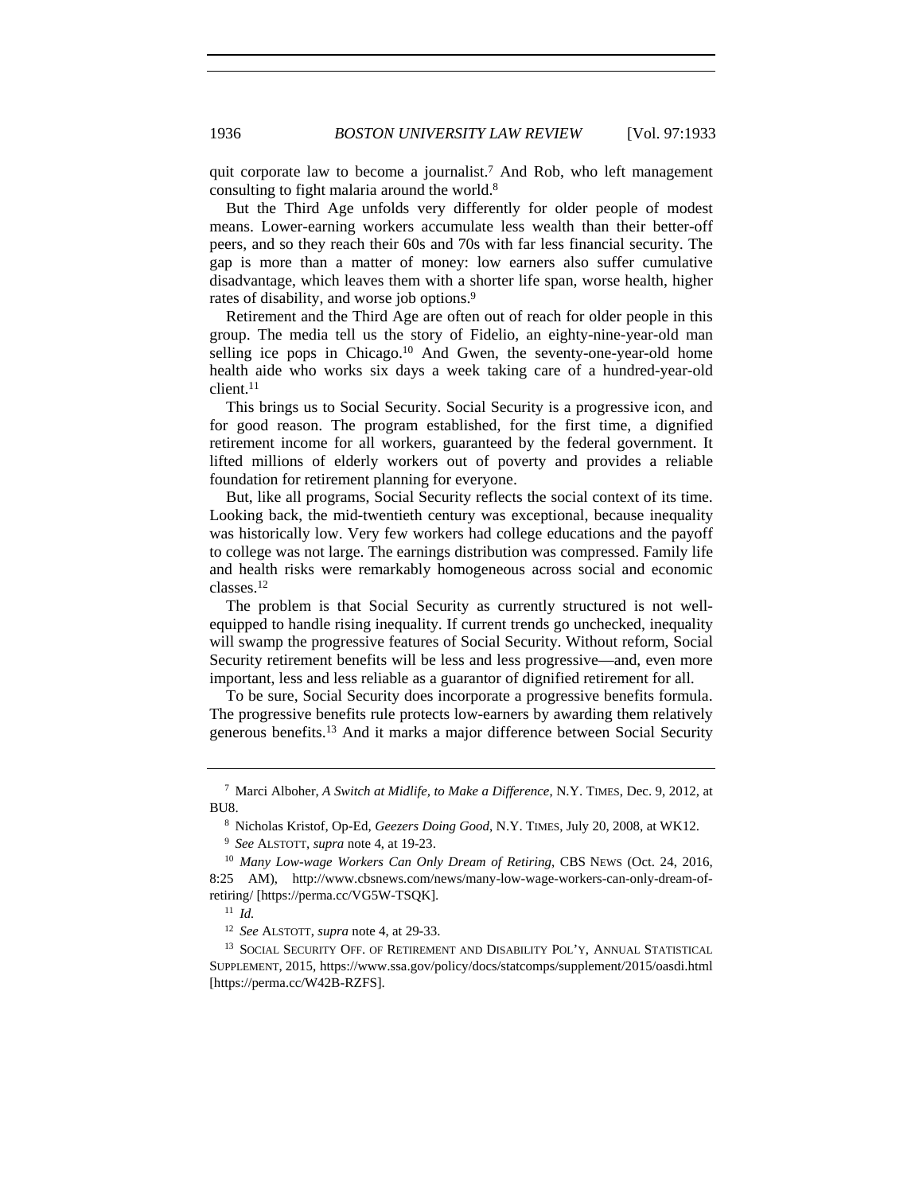quit corporate law to become a journalist.[7] And Rob, who left management consulting to fight malaria around the world.[8]

But the Third Age unfolds very differently for older people of modest means. Lower-earning workers accumulate less wealth than their better-off peers, and so they reach their 60s and 70s with far less financial security. The gap is more than a matter of money: low earners also suffer cumulative disadvantage, which leaves them with a shorter life span, worse health, higher rates of disability, and worse job options.[9]

Retirement and the Third Age are often out of reach for older people in this group. The media tell us the story of Fidelio, an eighty-nine-year-old man selling ice pops in Chicago.[10] And Gwen, the seventy-one-year-old home health aide who works six days a week taking care of a hundred-year-old client.[11]

This brings us to Social Security. Social Security is a progressive icon, and for good reason. The program established, for the first time, a dignified retirement income for all workers, guaranteed by the federal government. It lifted millions of elderly workers out of poverty and provides a reliable foundation for retirement planning for everyone.

But, like all programs, Social Security reflects the social context of its time. Looking back, the mid-twentieth century was exceptional, because inequality was historically low. Very few workers had college educations and the payoff to college was not large. The earnings distribution was compressed. Family life and health risks were remarkably homogeneous across social and economic classes.[12]

The problem is that Social Security as currently structured is not well-equipped to handle rising inequality. If current trends go unchecked, inequality will swamp the progressive features of Social Security. Without reform, Social Security retirement benefits will be less and less progressive—and, even more important, less and less reliable as a guarantor of dignified retirement for all.

To be sure, Social Security does incorporate a progressive benefits formula. The progressive benefits rule protects low-earners by awarding them relatively generous benefits.[13] And it marks a major difference between Social Security

---

[7] Marci Alboher, *A Switch at Midlife, to Make a Difference*, N.Y. TIMES, Dec. 9, 2012, at BU8.

[8] Nicholas Kristof, Op-Ed, *Geezers Doing Good*, N.Y. TIMES, July 20, 2008, at WK12.

[9] *See* ALSTOTT, *supra* note 4, at 19-23.

[10] *Many Low-wage Workers Can Only Dream of Retiring*, CBS NEWS (Oct. 24, 2016, 8:25 AM), http://www.cbsnews.com/news/many-low-wage-workers-can-only-dream-of-retiring/ [https://perma.cc/VG5W-TSQK].

[11] *Id.*

[12] *See* ALSTOTT, *supra* note 4, at 29-33.

[13] SOCIAL SECURITY OFF. OF RETIREMENT AND DISABILITY POL'Y, ANNUAL STATISTICAL SUPPLEMENT, 2015, https://www.ssa.gov/policy/docs/statcomps/supplement/2015/oasdi.html [https://perma.cc/W42B-RZFS].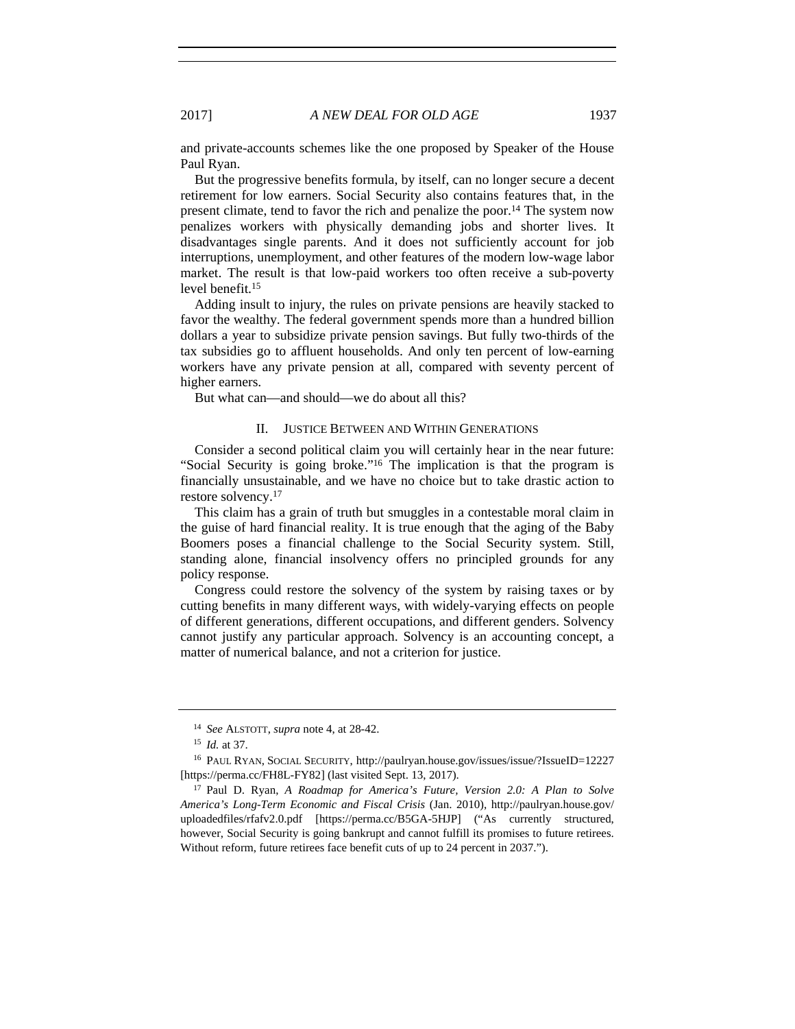and private-accounts schemes like the one proposed by Speaker of the House Paul Ryan.

But the progressive benefits formula, by itself, can no longer secure a decent retirement for low earners. Social Security also contains features that, in the present climate, tend to favor the rich and penalize the poor.[14] The system now penalizes workers with physically demanding jobs and shorter lives. It disadvantages single parents. And it does not sufficiently account for job interruptions, unemployment, and other features of the modern low-wage labor market. The result is that low-paid workers too often receive a sub-poverty level benefit.[15]

Adding insult to injury, the rules on private pensions are heavily stacked to favor the wealthy. The federal government spends more than a hundred billion dollars a year to subsidize private pension savings. But fully two-thirds of the tax subsidies go to affluent households. And only ten percent of low-earning workers have any private pension at all, compared with seventy percent of higher earners.

But what can—and should—we do about all this?

## II. JUSTICE BETWEEN AND WITHIN GENERATIONS

Consider a second political claim you will certainly hear in the near future: "Social Security is going broke."[16] The implication is that the program is financially unsustainable, and we have no choice but to take drastic action to restore solvency.[17]

This claim has a grain of truth but smuggles in a contestable moral claim in the guise of hard financial reality. It is true enough that the aging of the Baby Boomers poses a financial challenge to the Social Security system. Still, standing alone, financial insolvency offers no principled grounds for any policy response.

Congress could restore the solvency of the system by raising taxes or by cutting benefits in many different ways, with widely-varying effects on people of different generations, different occupations, and different genders. Solvency cannot justify any particular approach. Solvency is an accounting concept, a matter of numerical balance, and not a criterion for justice.

---

[14] *See* ALSTOTT, *supra* note 4, at 28-42.

[15] *Id.* at 37.

[16] PAUL RYAN, SOCIAL SECURITY, http://paulryan.house.gov/issues/issue/?IssueID=12227 [https://perma.cc/FH8L-FY82] (last visited Sept. 13, 2017).

[17] Paul D. Ryan, *A Roadmap for America's Future, Version 2.0: A Plan to Solve America's Long-Term Economic and Fiscal Crisis* (Jan. 2010), http://paulryan.house.gov/uploadedfiles/rfafv2.0.pdf [https://perma.cc/B5GA-5HJP] ("As currently structured, however, Social Security is going bankrupt and cannot fulfill its promises to future retirees. Without reform, future retirees face benefit cuts of up to 24 percent in 2037.").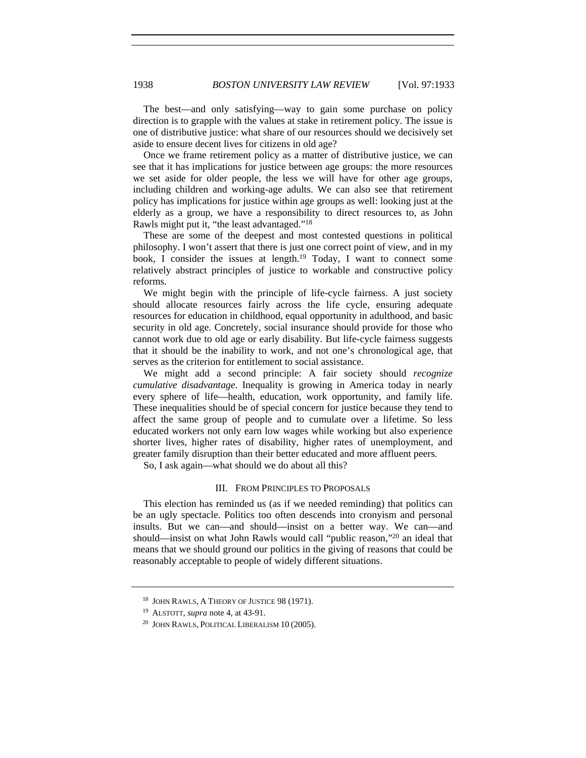The best—and only satisfying—way to gain some purchase on policy direction is to grapple with the values at stake in retirement policy. The issue is one of distributive justice: what share of our resources should we decisively set aside to ensure decent lives for citizens in old age?

Once we frame retirement policy as a matter of distributive justice, we can see that it has implications for justice between age groups: the more resources we set aside for older people, the less we will have for other age groups, including children and working-age adults. We can also see that retirement policy has implications for justice within age groups as well: looking just at the elderly as a group, we have a responsibility to direct resources to, as John Rawls might put it, "the least advantaged."[18]

These are some of the deepest and most contested questions in political philosophy. I won't assert that there is just one correct point of view, and in my book, I consider the issues at length.[19] Today, I want to connect some relatively abstract principles of justice to workable and constructive policy reforms.

We might begin with the principle of life-cycle fairness. A just society should allocate resources fairly across the life cycle, ensuring adequate resources for education in childhood, equal opportunity in adulthood, and basic security in old age. Concretely, social insurance should provide for those who cannot work due to old age or early disability. But life-cycle fairness suggests that it should be the inability to work, and not one's chronological age, that serves as the criterion for entitlement to social assistance.

We might add a second principle: A fair society should *recognize cumulative disadvantage*. Inequality is growing in America today in nearly every sphere of life—health, education, work opportunity, and family life. These inequalities should be of special concern for justice because they tend to affect the same group of people and to cumulate over a lifetime. So less educated workers not only earn low wages while working but also experience shorter lives, higher rates of disability, higher rates of unemployment, and greater family disruption than their better educated and more affluent peers.

So, I ask again—what should we do about all this?

## III. From Principles to Proposals

This election has reminded us (as if we needed reminding) that politics can be an ugly spectacle. Politics too often descends into cronyism and personal insults. But we can—and should—insist on a better way. We can—and should—insist on what John Rawls would call "public reason,"[20] an ideal that means that we should ground our politics in the giving of reasons that could be reasonably acceptable to people of widely different situations.

---

[18] John Rawls, A Theory of Justice 98 (1971).

[19] Alstott, *supra* note 4, at 43-91.

[20] John Rawls, Political Liberalism 10 (2005).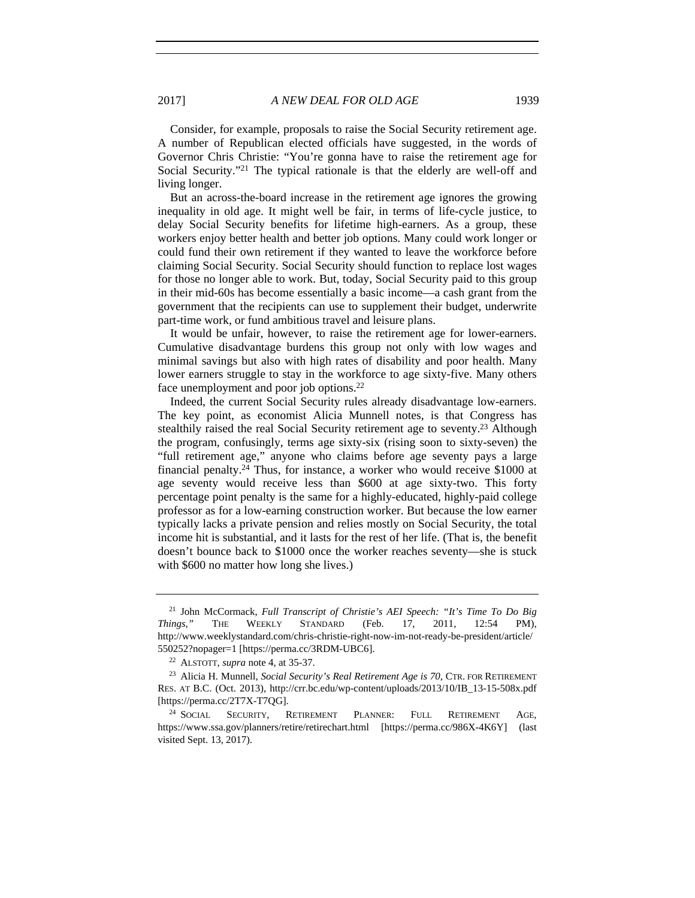Consider, for example, proposals to raise the Social Security retirement age. A number of Republican elected officials have suggested, in the words of Governor Chris Christie: "You're gonna have to raise the retirement age for Social Security."[21] The typical rationale is that the elderly are well-off and living longer.

But an across-the-board increase in the retirement age ignores the growing inequality in old age. It might well be fair, in terms of life-cycle justice, to delay Social Security benefits for lifetime high-earners. As a group, these workers enjoy better health and better job options. Many could work longer or could fund their own retirement if they wanted to leave the workforce before claiming Social Security. Social Security should function to replace lost wages for those no longer able to work. But, today, Social Security paid to this group in their mid-60s has become essentially a basic income—a cash grant from the government that the recipients can use to supplement their budget, underwrite part-time work, or fund ambitious travel and leisure plans.

It would be unfair, however, to raise the retirement age for lower-earners. Cumulative disadvantage burdens this group not only with low wages and minimal savings but also with high rates of disability and poor health. Many lower earners struggle to stay in the workforce to age sixty-five. Many others face unemployment and poor job options.[22]

Indeed, the current Social Security rules already disadvantage low-earners. The key point, as economist Alicia Munnell notes, is that Congress has stealthily raised the real Social Security retirement age to seventy.[23] Although the program, confusingly, terms age sixty-six (rising soon to sixty-seven) the "full retirement age," anyone who claims before age seventy pays a large financial penalty.[24] Thus, for instance, a worker who would receive $1000 at age seventy would receive less than $600 at age sixty-two. This forty percentage point penalty is the same for a highly-educated, highly-paid college professor as for a low-earning construction worker. But because the low earner typically lacks a private pension and relies mostly on Social Security, the total income hit is substantial, and it lasts for the rest of her life. (That is, the benefit doesn't bounce back to $1000 once the worker reaches seventy—she is stuck with $600 no matter how long she lives.)

---

[21] John McCormack, *Full Transcript of Christie's AEI Speech: "It's Time To Do Big Things,"* THE WEEKLY STANDARD (Feb. 17, 2011, 12:54 PM), http://www.weeklystandard.com/chris-christie-right-now-im-not-ready-be-president/article/550252?nopager=1 [https://perma.cc/3RDM-UBC6].

[22] ALSTOTT, *supra* note 4, at 35-37.

[23] Alicia H. Munnell, *Social Security's Real Retirement Age is 70*, CTR. FOR RETIREMENT RES. AT B.C. (Oct. 2013), http://crr.bc.edu/wp-content/uploads/2013/10/IB_13-15-508x.pdf [https://perma.cc/2T7X-T7QG].

[24] SOCIAL SECURITY, RETIREMENT PLANNER: FULL RETIREMENT AGE, https://www.ssa.gov/planners/retire/retirechart.html [https://perma.cc/986X-4K6Y] (last visited Sept. 13, 2017).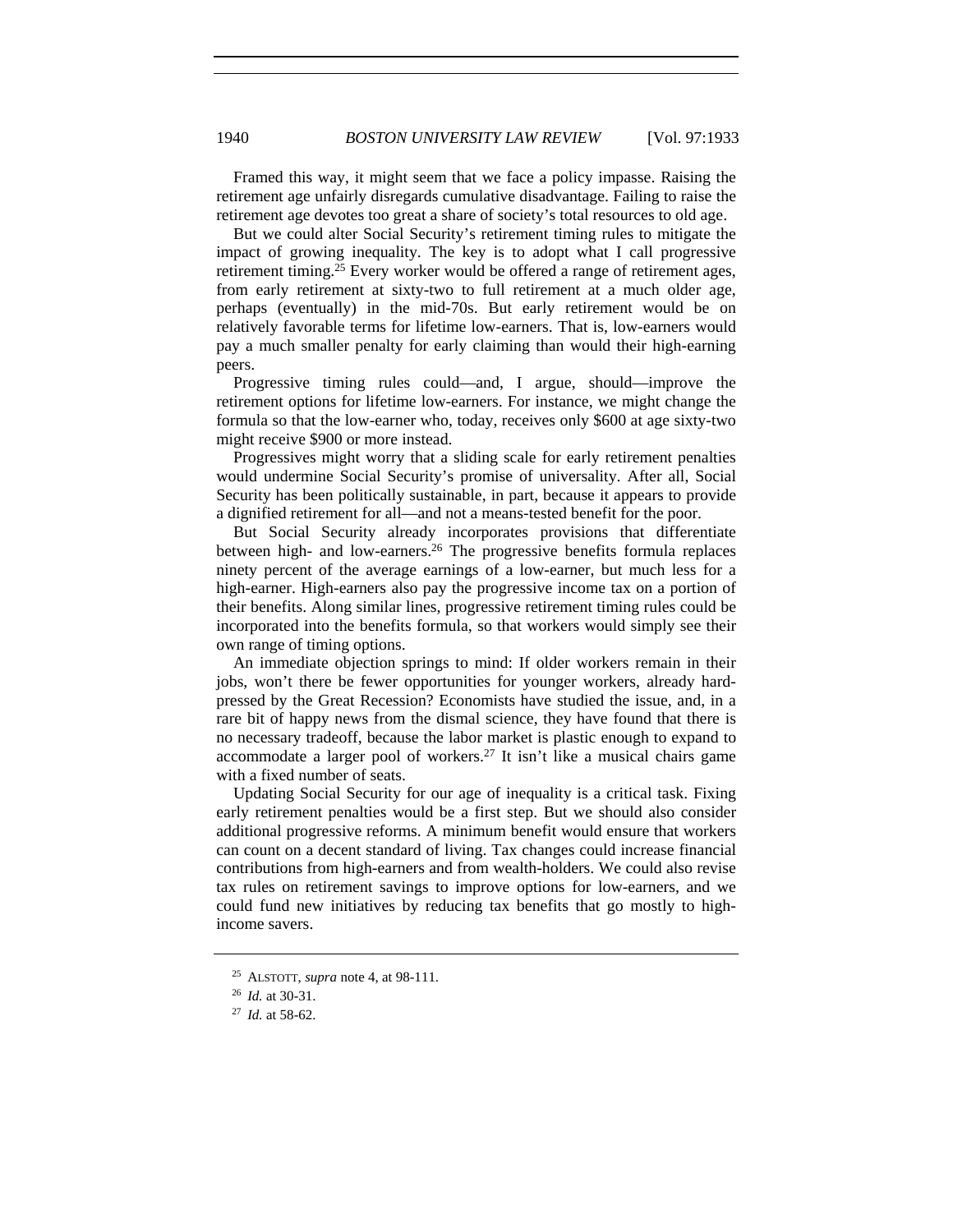Framed this way, it might seem that we face a policy impasse. Raising the retirement age unfairly disregards cumulative disadvantage. Failing to raise the retirement age devotes too great a share of society's total resources to old age.

But we could alter Social Security's retirement timing rules to mitigate the impact of growing inequality. The key is to adopt what I call progressive retirement timing.[25] Every worker would be offered a range of retirement ages, from early retirement at sixty-two to full retirement at a much older age, perhaps (eventually) in the mid-70s. But early retirement would be on relatively favorable terms for lifetime low-earners. That is, low-earners would pay a much smaller penalty for early claiming than would their high-earning peers.

Progressive timing rules could—and, I argue, should—improve the retirement options for lifetime low-earners. For instance, we might change the formula so that the low-earner who, today, receives only $600 at age sixty-two might receive $900 or more instead.

Progressives might worry that a sliding scale for early retirement penalties would undermine Social Security's promise of universality. After all, Social Security has been politically sustainable, in part, because it appears to provide a dignified retirement for all—and not a means-tested benefit for the poor.

But Social Security already incorporates provisions that differentiate between high- and low-earners.[26] The progressive benefits formula replaces ninety percent of the average earnings of a low-earner, but much less for a high-earner. High-earners also pay the progressive income tax on a portion of their benefits. Along similar lines, progressive retirement timing rules could be incorporated into the benefits formula, so that workers would simply see their own range of timing options.

An immediate objection springs to mind: If older workers remain in their jobs, won't there be fewer opportunities for younger workers, already hard-pressed by the Great Recession? Economists have studied the issue, and, in a rare bit of happy news from the dismal science, they have found that there is no necessary tradeoff, because the labor market is plastic enough to expand to accommodate a larger pool of workers.[27] It isn't like a musical chairs game with a fixed number of seats.

Updating Social Security for our age of inequality is a critical task. Fixing early retirement penalties would be a first step. But we should also consider additional progressive reforms. A minimum benefit would ensure that workers can count on a decent standard of living. Tax changes could increase financial contributions from high-earners and from wealth-holders. We could also revise tax rules on retirement savings to improve options for low-earners, and we could fund new initiatives by reducing tax benefits that go mostly to high-income savers.

---

[25] ALSTOTT, *supra* note 4, at 98-111.

[26] *Id.* at 30-31.

[27] *Id.* at 58-62.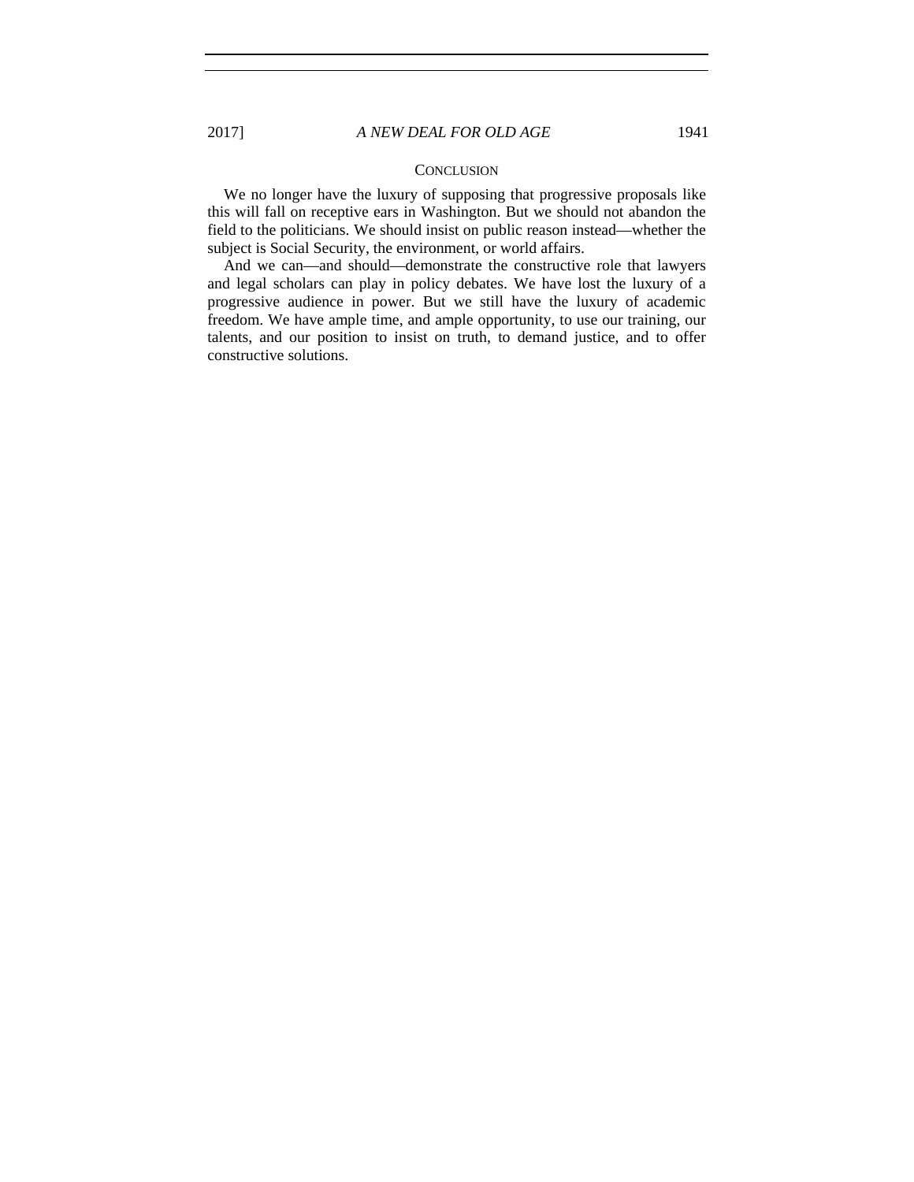## CONCLUSION

We no longer have the luxury of supposing that progressive proposals like this will fall on receptive ears in Washington. But we should not abandon the field to the politicians. We should insist on public reason instead—whether the subject is Social Security, the environment, or world affairs.

And we can—and should—demonstrate the constructive role that lawyers and legal scholars can play in policy debates. We have lost the luxury of a progressive audience in power. But we still have the luxury of academic freedom. We have ample time, and ample opportunity, to use our training, our talents, and our position to insist on truth, to demand justice, and to offer constructive solutions.